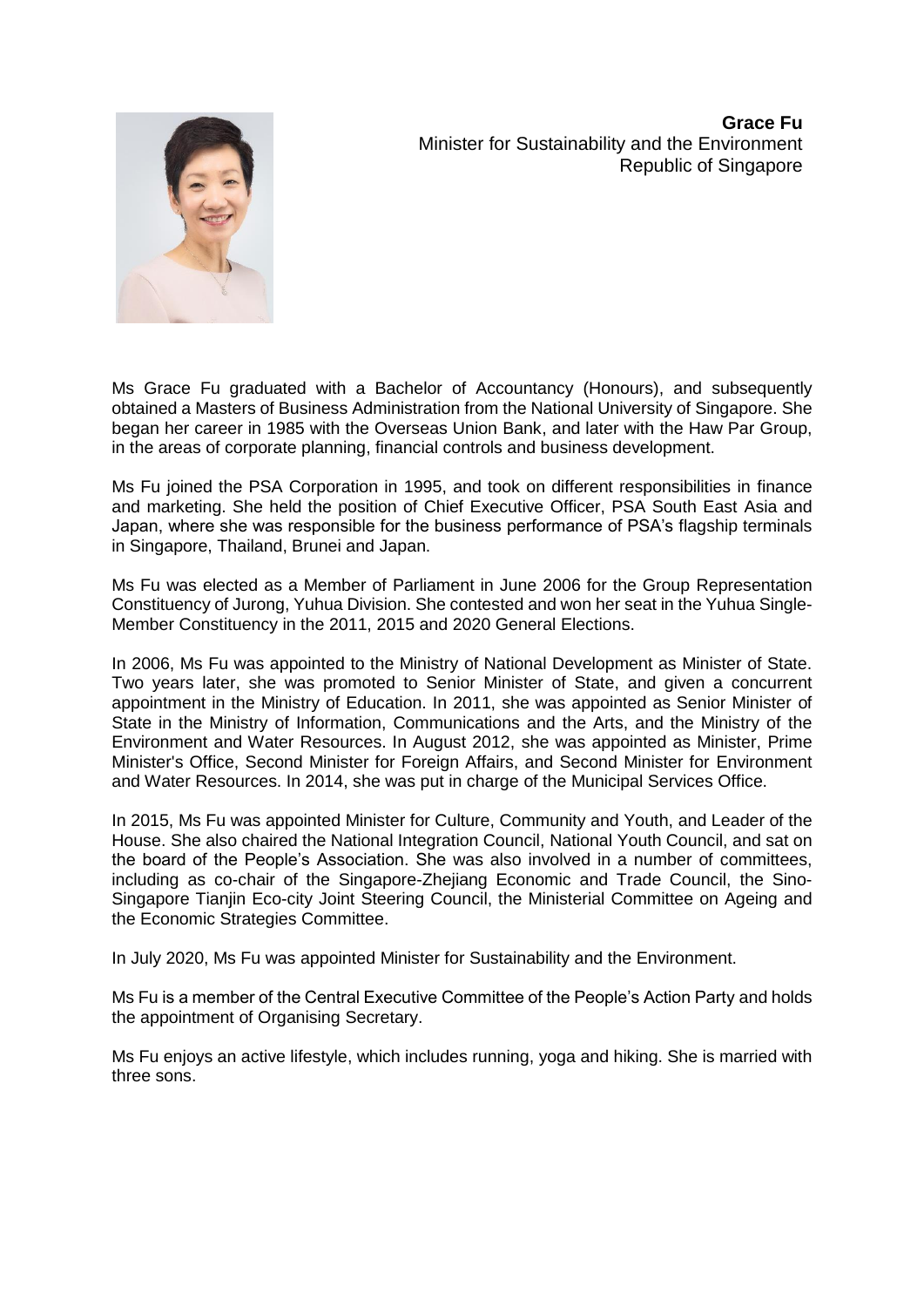**Grace Fu**
Minister for Sustainability and the Environment
Republic of Singapore

Ms Grace Fu graduated with a Bachelor of Accountancy (Honours), and subsequently obtained a Masters of Business Administration from the National University of Singapore. She began her career in 1985 with the Overseas Union Bank, and later with the Haw Par Group, in the areas of corporate planning, financial controls and business development.

Ms Fu joined the PSA Corporation in 1995, and took on different responsibilities in finance and marketing. She held the position of Chief Executive Officer, PSA South East Asia and Japan, where she was responsible for the business performance of PSA's flagship terminals in Singapore, Thailand, Brunei and Japan.

Ms Fu was elected as a Member of Parliament in June 2006 for the Group Representation Constituency of Jurong, Yuhua Division. She contested and won her seat in the Yuhua Single-Member Constituency in the 2011, 2015 and 2020 General Elections.

In 2006, Ms Fu was appointed to the Ministry of National Development as Minister of State. Two years later, she was promoted to Senior Minister of State, and given a concurrent appointment in the Ministry of Education. In 2011, she was appointed as Senior Minister of State in the Ministry of Information, Communications and the Arts, and the Ministry of the Environment and Water Resources. In August 2012, she was appointed as Minister, Prime Minister's Office, Second Minister for Foreign Affairs, and Second Minister for Environment and Water Resources. In 2014, she was put in charge of the Municipal Services Office.

In 2015, Ms Fu was appointed Minister for Culture, Community and Youth, and Leader of the House. She also chaired the National Integration Council, National Youth Council, and sat on the board of the People's Association. She was also involved in a number of committees, including as co-chair of the Singapore-Zhejiang Economic and Trade Council, the Sino-Singapore Tianjin Eco-city Joint Steering Council, the Ministerial Committee on Ageing and the Economic Strategies Committee.

In July 2020, Ms Fu was appointed Minister for Sustainability and the Environment.

Ms Fu is a member of the Central Executive Committee of the People's Action Party and holds the appointment of Organising Secretary.

Ms Fu enjoys an active lifestyle, which includes running, yoga and hiking. She is married with three sons.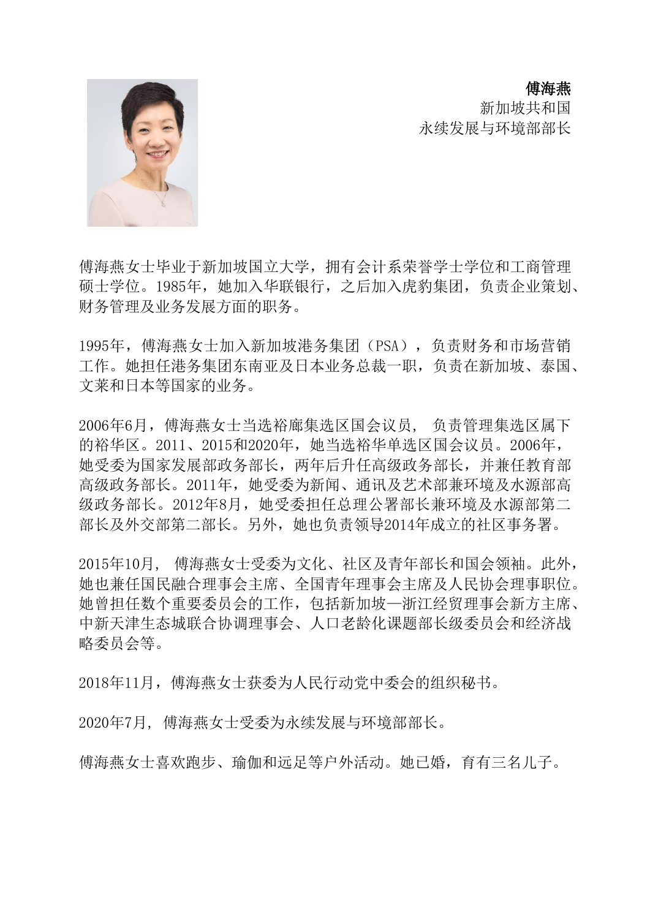**傅海燕**
新加坡共和国
永续发展与环境部部长

傅海燕女士毕业于新加坡国立大学，拥有会计系荣誉学士学位和工商管理硕士学位。1985年，她加入华联银行，之后加入虎豹集团，负责企业策划、财务管理及业务发展方面的职务。

1995年，傅海燕女士加入新加坡港务集团（PSA），负责财务和市场营销工作。她担任港务集团东南亚及日本业务总裁一职，负责在新加坡、泰国、文莱和日本等国家的业务。

2006年6月，傅海燕女士当选裕廊集选区国会议员， 负责管理集选区属下的裕华区。2011、2015和2020年，她当选裕华单选区国会议员。2006年，她受委为国家发展部政务部长，两年后升任高级政务部长，并兼任教育部高级政务部长。2011年，她受委为新闻、通讯及艺术部兼环境及水源部高级政务部长。2012年8月，她受委担任总理公署部长兼环境及水源部第二部长及外交部第二部长。另外，她也负责领导2014年成立的社区事务署。

2015年10月， 傅海燕女士受委为文化、社区及青年部长和国会领袖。此外，她也兼任国民融合理事会主席、全国青年理事会主席及人民协会理事职位。她曾担任数个重要委员会的工作，包括新加坡—浙江经贸理事会新方主席、中新天津生态城联合协调理事会、人口老龄化课题部长级委员会和经济战略委员会等。

2018年11月，傅海燕女士获委为人民行动党中委会的组织秘书。

2020年7月， 傅海燕女士受委为永续发展与环境部部长。

傅海燕女士喜欢跑步、瑜伽和远足等户外活动。她已婚，育有三名儿子。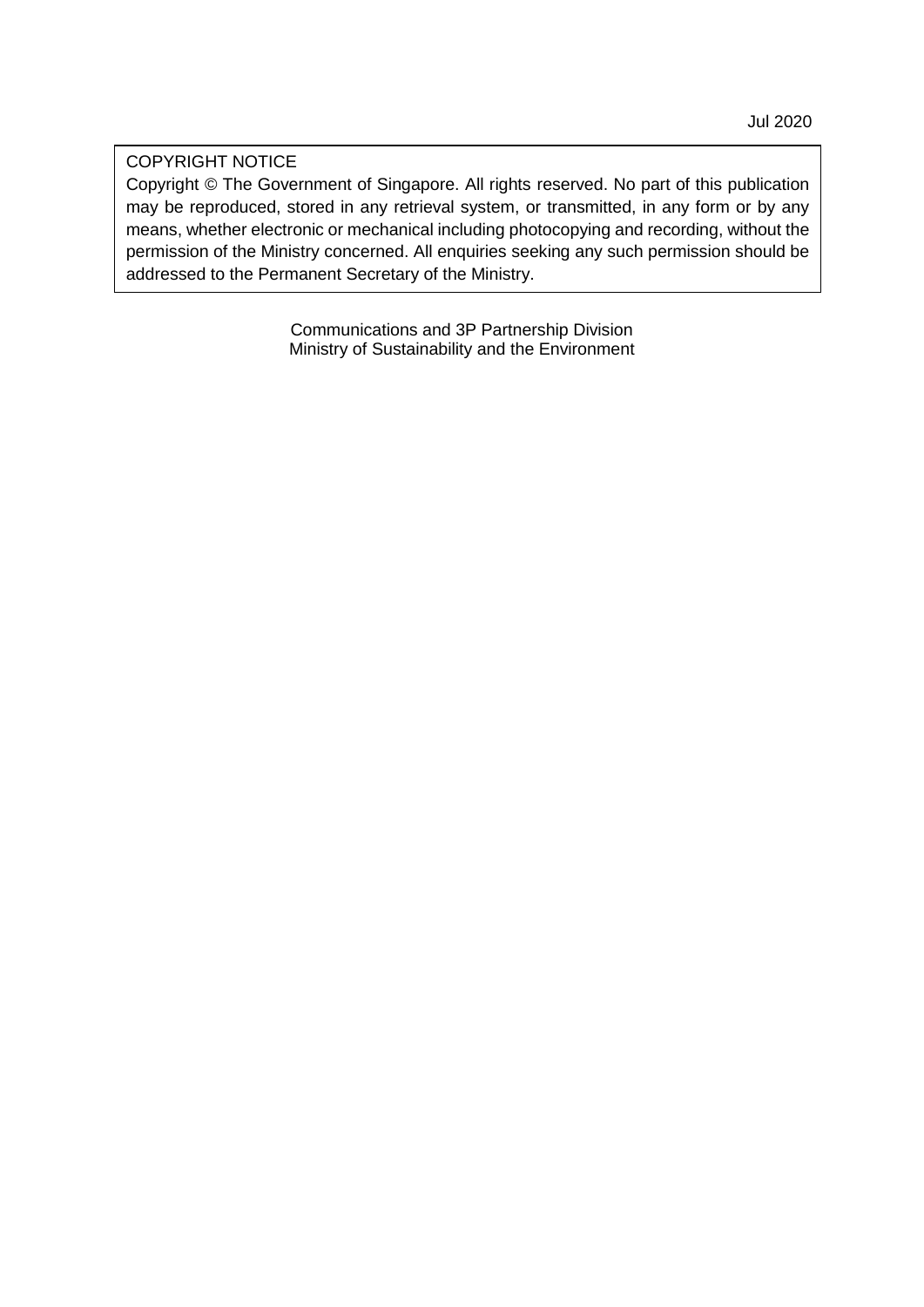Jul 2020

COPYRIGHT NOTICE

Copyright © The Government of Singapore. All rights reserved. No part of this publication may be reproduced, stored in any retrieval system, or transmitted, in any form or by any means, whether electronic or mechanical including photocopying and recording, without the permission of the Ministry concerned. All enquiries seeking any such permission should be addressed to the Permanent Secretary of the Ministry.

Communications and 3P Partnership Division
Ministry of Sustainability and the Environment